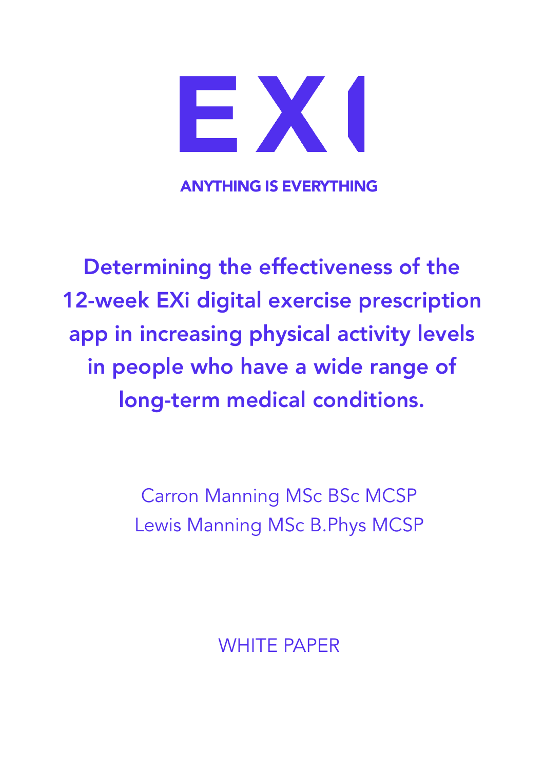# EXi

**ANYTHING IS EVERYTHING**

## Determining the effectiveness of the 12-week EXi digital exercise prescription app in increasing physical activity levels in people who have a wide range of long-term medical conditions.

Carron Manning MSc BSc MCSP
Lewis Manning MSc B.Phys MCSP

WHITE PAPER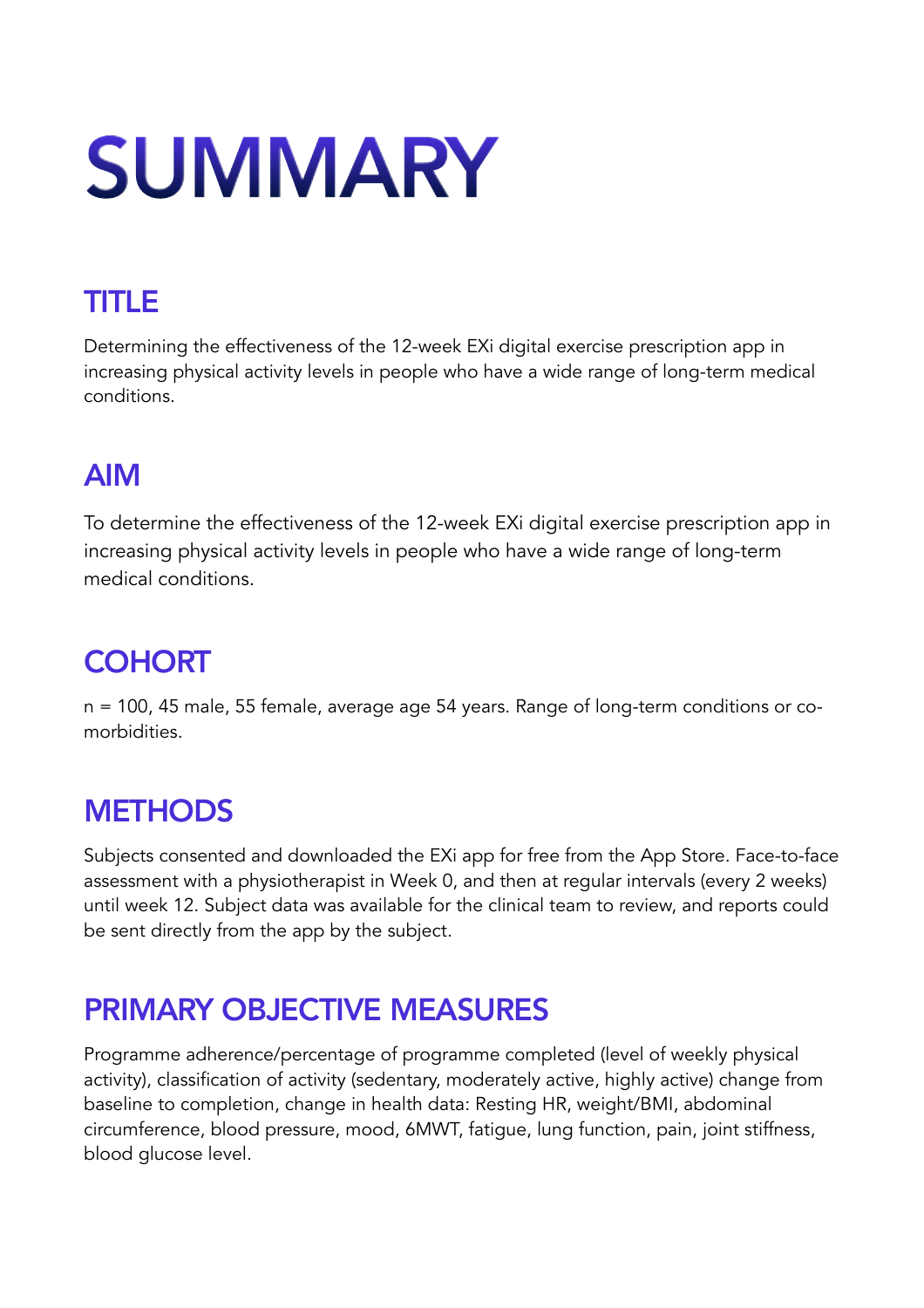# SUMMARY

## TITLE

Determining the effectiveness of the 12-week EXi digital exercise prescription app in increasing physical activity levels in people who have a wide range of long-term medical conditions.

## AIM

To determine the effectiveness of the 12-week EXi digital exercise prescription app in increasing physical activity levels in people who have a wide range of long-term medical conditions.

## COHORT

n = 100, 45 male, 55 female, average age 54 years. Range of long-term conditions or co-morbidities.

## METHODS

Subjects consented and downloaded the EXi app for free from the App Store. Face-to-face assessment with a physiotherapist in Week 0, and then at regular intervals (every 2 weeks) until week 12. Subject data was available for the clinical team to review, and reports could be sent directly from the app by the subject.

## PRIMARY OBJECTIVE MEASURES

Programme adherence/percentage of programme completed (level of weekly physical activity), classification of activity (sedentary, moderately active, highly active) change from baseline to completion, change in health data: Resting HR, weight/BMI, abdominal circumference, blood pressure, mood, 6MWT, fatigue, lung function, pain, joint stiffness, blood glucose level.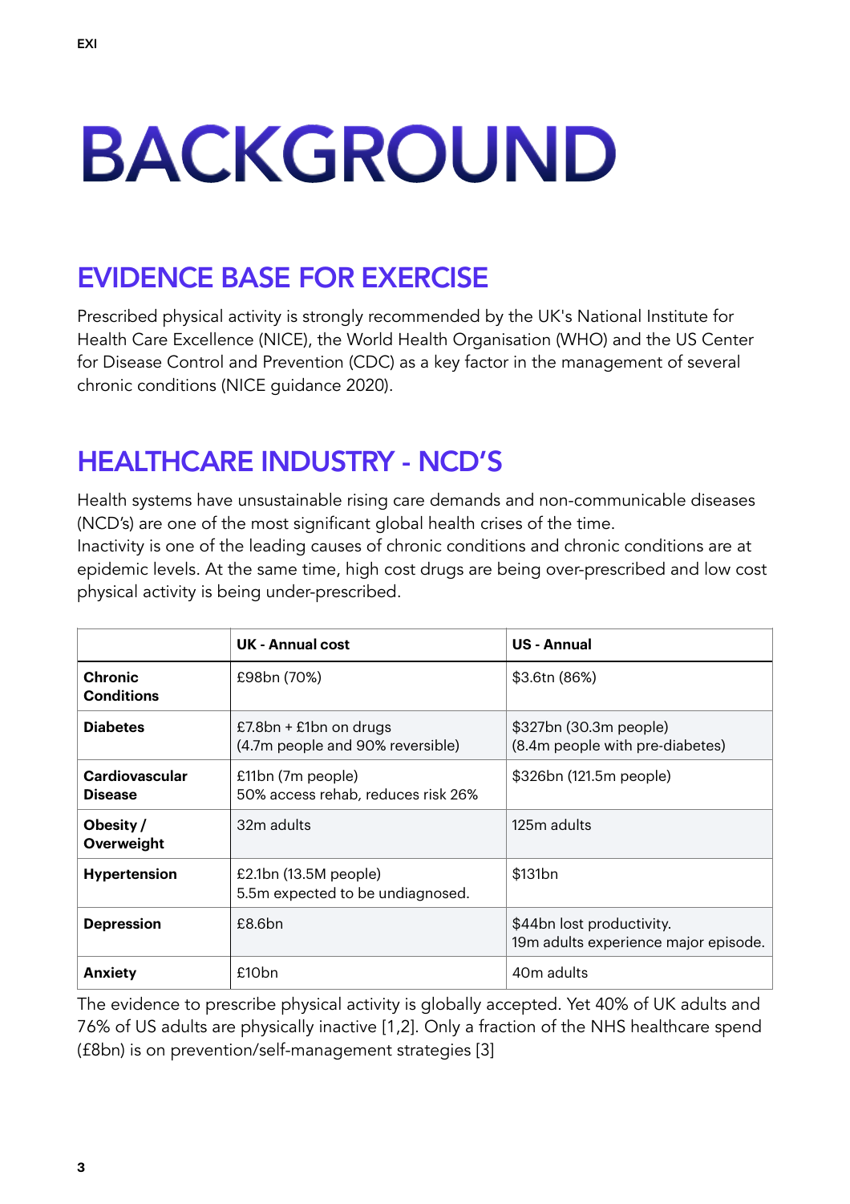# BACKGROUND

## EVIDENCE BASE FOR EXERCISE

Prescribed physical activity is strongly recommended by the UK's National Institute for Health Care Excellence (NICE), the World Health Organisation (WHO) and the US Center for Disease Control and Prevention (CDC) as a key factor in the management of several chronic conditions (NICE guidance 2020).

## HEALTHCARE INDUSTRY - NCD'S

Health systems have unsustainable rising care demands and non-communicable diseases (NCD's) are one of the most significant global health crises of the time.
Inactivity is one of the leading causes of chronic conditions and chronic conditions are at epidemic levels. At the same time, high cost drugs are being over-prescribed and low cost physical activity is being under-prescribed.

| | UK - Annual cost | US - Annual |
|---|---|---|
| **Chronic Conditions** | £98bn (70%) | $3.6tn (86%) |
| **Diabetes** | £7.8bn + £1bn on drugs (4.7m people and 90% reversible) | $327bn (30.3m people) (8.4m people with pre-diabetes) |
| **Cardiovascular Disease** | £11bn (7m people) 50% access rehab, reduces risk 26% | $326bn (121.5m people) |
| **Obesity / Overweight** | 32m adults | 125m adults |
| **Hypertension** | £2.1bn (13.5M people) 5.5m expected to be undiagnosed. | $131bn |
| **Depression** | £8.6bn | $44bn lost productivity. 19m adults experience major episode. |
| **Anxiety** | £10bn | 40m adults |

The evidence to prescribe physical activity is globally accepted. Yet 40% of UK adults and 76% of US adults are physically inactive [1,2]. Only a fraction of the NHS healthcare spend (£8bn) is on prevention/self-management strategies [3]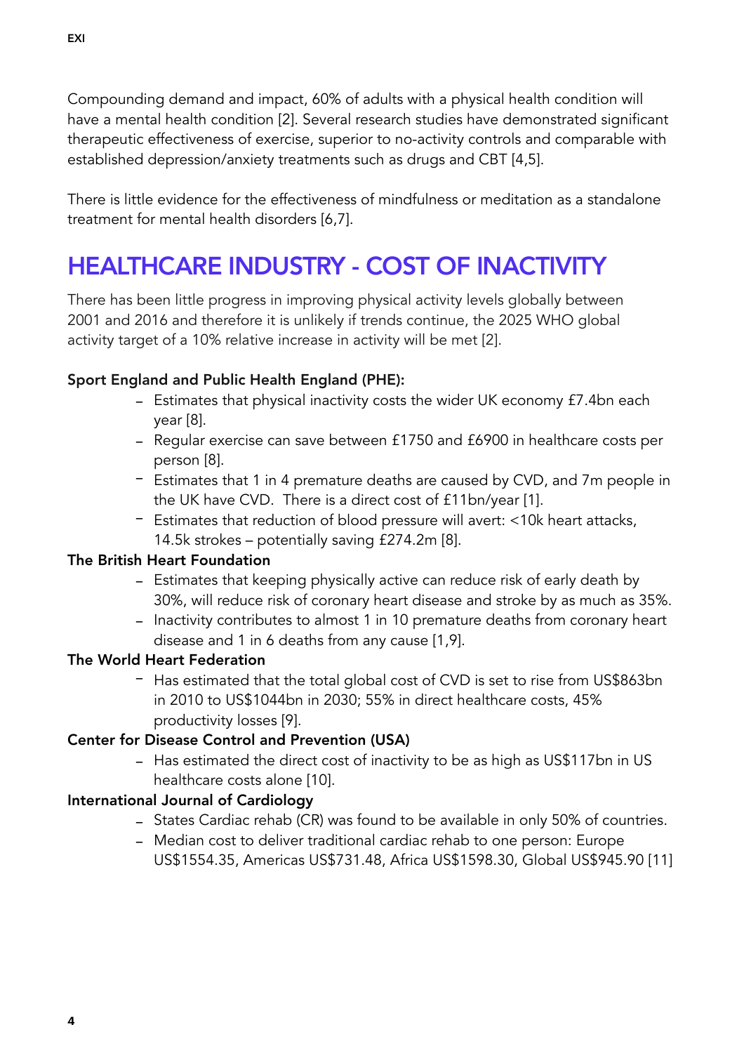Compounding demand and impact, 60% of adults with a physical health condition will have a mental health condition [2]. Several research studies have demonstrated significant therapeutic effectiveness of exercise, superior to no-activity controls and comparable with established depression/anxiety treatments such as drugs and CBT [4,5].

There is little evidence for the effectiveness of mindfulness or meditation as a standalone treatment for mental health disorders [6,7].

## HEALTHCARE INDUSTRY - COST OF INACTIVITY

There has been little progress in improving physical activity levels globally between 2001 and 2016 and therefore it is unlikely if trends continue, the 2025 WHO global activity target of a 10% relative increase in activity will be met [2].

**Sport England and Public Health England (PHE):**

- Estimates that physical inactivity costs the wider UK economy £7.4bn each year [8].
- Regular exercise can save between £1750 and £6900 in healthcare costs per person [8].
- Estimates that 1 in 4 premature deaths are caused by CVD, and 7m people in the UK have CVD. There is a direct cost of £11bn/year [1].
- Estimates that reduction of blood pressure will avert: <10k heart attacks, 14.5k strokes – potentially saving £274.2m [8].

**The British Heart Foundation**

- Estimates that keeping physically active can reduce risk of early death by 30%, will reduce risk of coronary heart disease and stroke by as much as 35%.
- Inactivity contributes to almost 1 in 10 premature deaths from coronary heart disease and 1 in 6 deaths from any cause [1,9].

**The World Heart Federation**

- Has estimated that the total global cost of CVD is set to rise from US$863bn in 2010 to US$1044bn in 2030; 55% in direct healthcare costs, 45% productivity losses [9].

**Center for Disease Control and Prevention (USA)**

- Has estimated the direct cost of inactivity to be as high as US$117bn in US healthcare costs alone [10].

**International Journal of Cardiology**

- States Cardiac rehab (CR) was found to be available in only 50% of countries.
- Median cost to deliver traditional cardiac rehab to one person: Europe US$1554.35, Americas US$731.48, Africa US$1598.30, Global US$945.90 [11]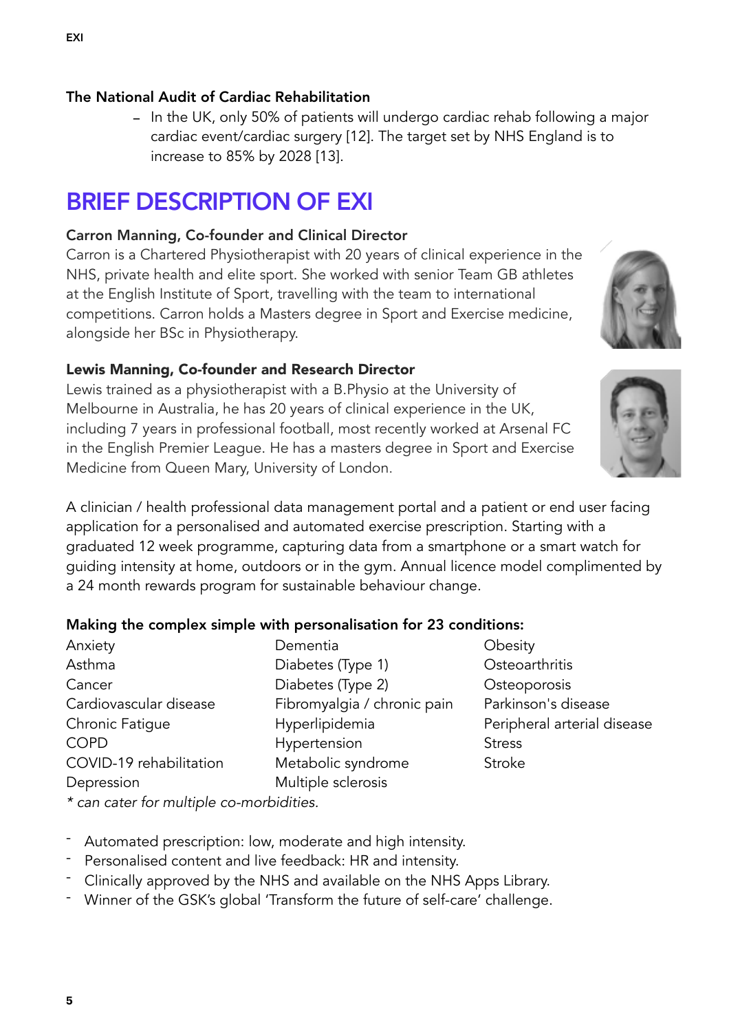**The National Audit of Cardiac Rehabilitation**

- In the UK, only 50% of patients will undergo cardiac rehab following a major cardiac event/cardiac surgery [12]. The target set by NHS England is to increase to 85% by 2028 [13].

# BRIEF DESCRIPTION OF EXI

**Carron Manning, Co-founder and Clinical Director**
Carron is a Chartered Physiotherapist with 20 years of clinical experience in the NHS, private health and elite sport. She worked with senior Team GB athletes at the English Institute of Sport, travelling with the team to international competitions. Carron holds a Masters degree in Sport and Exercise medicine, alongside her BSc in Physiotherapy.

**Lewis Manning, Co-founder and Research Director**
Lewis trained as a physiotherapist with a B.Physio at the University of Melbourne in Australia, he has 20 years of clinical experience in the UK, including 7 years in professional football, most recently worked at Arsenal FC in the English Premier League. He has a masters degree in Sport and Exercise Medicine from Queen Mary, University of London.

A clinician / health professional data management portal and a patient or end user facing application for a personalised and automated exercise prescription. Starting with a graduated 12 week programme, capturing data from a smartphone or a smart watch for guiding intensity at home, outdoors or in the gym. Annual licence model complimented by a 24 month rewards program for sustainable behaviour change.

**Making the complex simple with personalisation for 23 conditions:**

- Anxiety
- Asthma
- Cancer
- Cardiovascular disease
- Chronic Fatigue
- COPD
- COVID-19 rehabilitation
- Depression
- Dementia
- Diabetes (Type 1)
- Diabetes (Type 2)
- Fibromyalgia / chronic pain
- Hyperlipidemia
- Hypertension
- Metabolic syndrome
- Multiple sclerosis
- Obesity
- Osteoarthritis
- Osteoporosis
- Parkinson's disease
- Peripheral arterial disease
- Stress
- Stroke

*\* can cater for multiple co-morbidities.*

- Automated prescription: low, moderate and high intensity.
- Personalised content and live feedback: HR and intensity.
- Clinically approved by the NHS and available on the NHS Apps Library.
- Winner of the GSK's global 'Transform the future of self-care' challenge.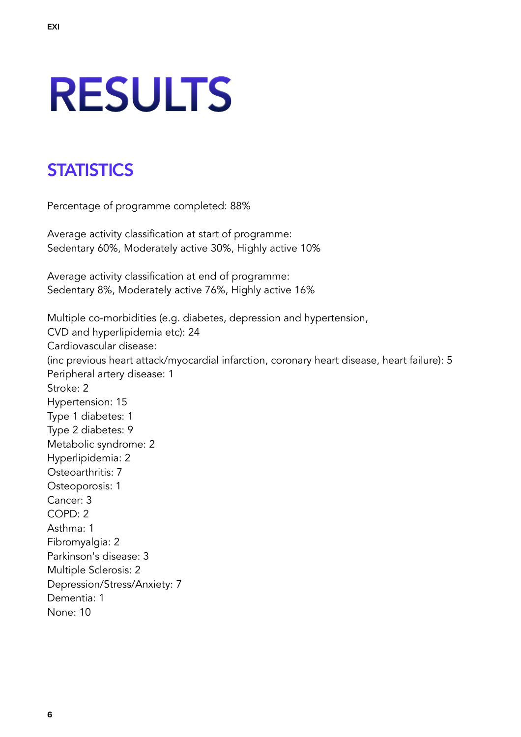# RESULTS

## STATISTICS

Percentage of programme completed: 88%

Average activity classification at start of programme:
Sedentary 60%, Moderately active 30%, Highly active 10%

Average activity classification at end of programme:
Sedentary 8%, Moderately active 76%, Highly active 16%

Multiple co-morbidities (e.g. diabetes, depression and hypertension, CVD and hyperlipidemia etc): 24
Cardiovascular disease:
(inc previous heart attack/myocardial infarction, coronary heart disease, heart failure): 5
Peripheral artery disease: 1
Stroke: 2
Hypertension: 15
Type 1 diabetes: 1
Type 2 diabetes: 9
Metabolic syndrome: 2
Hyperlipidemia: 2
Osteoarthritis: 7
Osteoporosis: 1
Cancer: 3
COPD: 2
Asthma: 1
Fibromyalgia: 2
Parkinson's disease: 3
Multiple Sclerosis: 2
Depression/Stress/Anxiety: 7
Dementia: 1
None: 10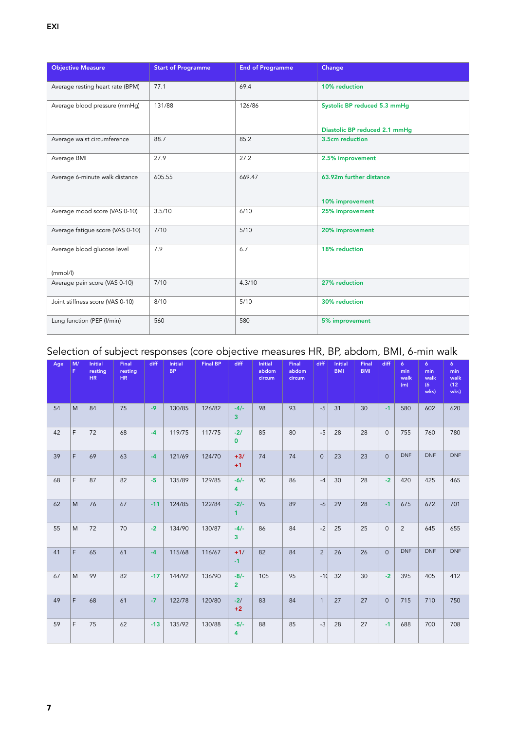| Objective Measure | Start of Programme | End of Programme | Change |
|---|---|---|---|
| Average resting heart rate (BPM) | 77.1 | 69.4 | 10% reduction |
| Average blood pressure (mmHg) | 131/88 | 126/86 | Systolic BP reduced 5.3 mmHg<br><br>Diastolic BP reduced 2.1 mmHg |
| Average waist circumference | 88.7 | 85.2 | 3.5cm reduction |
| Average BMI | 27.9 | 27.2 | 2.5% improvement |
| Average 6-minute walk distance | 605.55 | 669.47 | 63.92m further distance<br><br>10% improvement |
| Average mood score (VAS 0-10) | 3.5/10 | 6/10 | 25% improvement |
| Average fatigue score (VAS 0-10) | 7/10 | 5/10 | 20% improvement |
| Average blood glucose level<br><br>(mmol/l) | 7.9 | 6.7 | 18% reduction |
| Average pain score (VAS 0-10) | 7/10 | 4.3/10 | 27% reduction |
| Joint stiffness score (VAS 0-10) | 8/10 | 5/10 | 30% reduction |
| Lung function (PEF (l/min) | 560 | 580 | 5% improvement |

## Selection of subject responses (core objective measures HR, BP, abdom, BMI, 6-min walk

| Age | M/F | Initial resting HR | Final resting HR | diff | Initial BP | Final BP | diff | Initial abdom circum | Final abdom circum | diff | Initial BMI | Final BMI | diff | 6 min walk (m) | 6 min walk (6 wks) | 6 min walk (12 wks) |
|---|---|---|---|---|---|---|---|---|---|---|---|---|---|---|---|---|
| 54 | M | 84 | 75 | -9 | 130/85 | 126/82 | -4/-3 | 98 | 93 | -5 | 31 | 30 | -1 | 580 | 602 | 620 |
| 42 | F | 72 | 68 | -4 | 119/75 | 117/75 | -2/0 | 85 | 80 | -5 | 28 | 28 | 0 | 755 | 760 | 780 |
| 39 | F | 69 | 63 | -4 | 121/69 | 124/70 | +3/+1 | 74 | 74 | 0 | 23 | 23 | 0 | DNF | DNF | DNF |
| 68 | F | 87 | 82 | -5 | 135/89 | 129/85 | -6/-4 | 90 | 86 | -4 | 30 | 28 | -2 | 420 | 425 | 465 |
| 62 | M | 76 | 67 | -11 | 124/85 | 122/84 | -2/-1 | 95 | 89 | -6 | 29 | 28 | -1 | 675 | 672 | 701 |
| 55 | M | 72 | 70 | -2 | 134/90 | 130/87 | -4/-3 | 86 | 84 | -2 | 25 | 25 | 0 | 2 | 645 | 655 |
| 41 | F | 65 | 61 | -4 | 115/68 | 116/67 | +1/-1 | 82 | 84 | 2 | 26 | 26 | 0 | DNF | DNF | DNF |
| 67 | M | 99 | 82 | -17 | 144/92 | 136/90 | -8/-2 | 105 | 95 | -10 | 32 | 30 | -2 | 395 | 405 | 412 |
| 49 | F | 68 | 61 | -7 | 122/78 | 120/80 | -2/+2 | 83 | 84 | 1 | 27 | 27 | 0 | 715 | 710 | 750 |
| 59 | F | 75 | 62 | -13 | 135/92 | 130/88 | -5/-4 | 88 | 85 | -3 | 28 | 27 | -1 | 688 | 700 | 708 |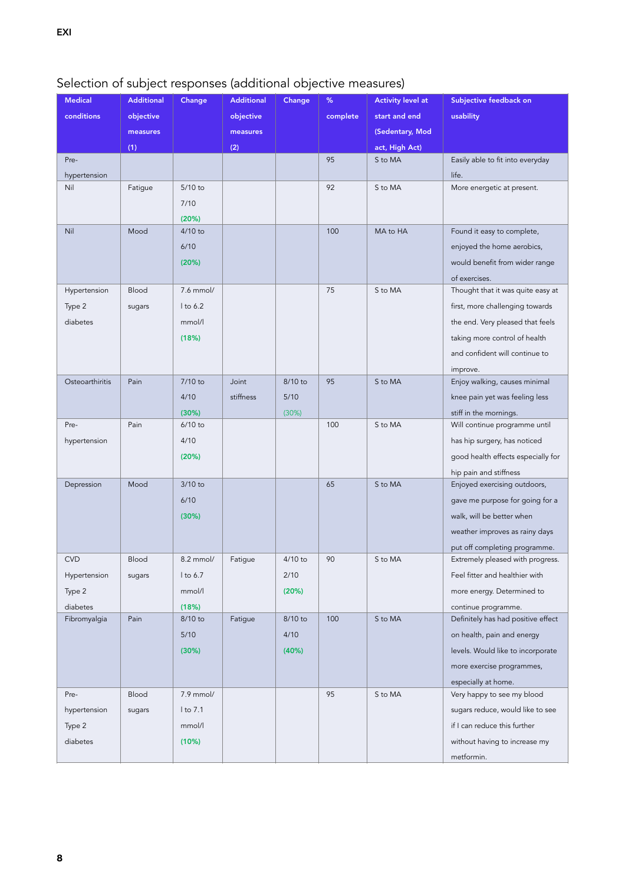## Selection of subject responses (additional objective measures)

| Medical conditions | Additional objective measures (1) | Change | Additional objective measures (2) | Change | % complete | Activity level at start and end (Sedentary, Mod act, High Act) | Subjective feedback on usability |
|---|---|---|---|---|---|---|---|
| Pre-hypertension | | | | | 95 | S to MA | Easily able to fit into everyday life. |
| Nil | Fatigue | 5/10 to 7/10 (20%) | | | 92 | S to MA | More energetic at present. |
| Nil | Mood | 4/10 to 6/10 (20%) | | | 100 | MA to HA | Found it easy to complete, enjoyed the home aerobics, would benefit from wider range of exercises. |
| Hypertension Type 2 diabetes | Blood sugars | 7.6 mmol/l to 6.2 mmol/l (18%) | | | 75 | S to MA | Thought that it was quite easy at first, more challenging towards the end. Very pleased that feels taking more control of health and confident will continue to improve. |
| Osteoarthiritis | Pain | 7/10 to 4/10 (30%) | Joint stiffness | 8/10 to 5/10 (30%) | 95 | S to MA | Enjoy walking, causes minimal knee pain yet was feeling less stiff in the mornings. |
| Pre-hypertension | Pain | 6/10 to 4/10 (20%) | | | 100 | S to MA | Will continue programme until has hip surgery, has noticed good health effects especially for hip pain and stiffness |
| Depression | Mood | 3/10 to 6/10 (30%) | | | 65 | S to MA | Enjoyed exercising outdoors, gave me purpose for going for a walk, will be better when weather improves as rainy days put off completing programme. |
| CVD Hypertension Type 2 diabetes | Blood sugars | 8.2 mmol/l to 6.7 mmol/l (18%) | Fatigue | 4/10 to 2/10 (20%) | 90 | S to MA | Extremely pleased with progress. Feel fitter and healthier with more energy. Determined to continue programme. |
| Fibromyalgia | Pain | 8/10 to 5/10 (30%) | Fatigue | 8/10 to 4/10 (40%) | 100 | S to MA | Definitely has had positive effect on health, pain and energy levels. Would like to incorporate more exercise programmes, especially at home. |
| Pre-hypertension Type 2 diabetes | Blood sugars | 7.9 mmol/l to 7.1 mmol/l (10%) | | | 95 | S to MA | Very happy to see my blood sugars reduce, would like to see if I can reduce this further without having to increase my metformin. |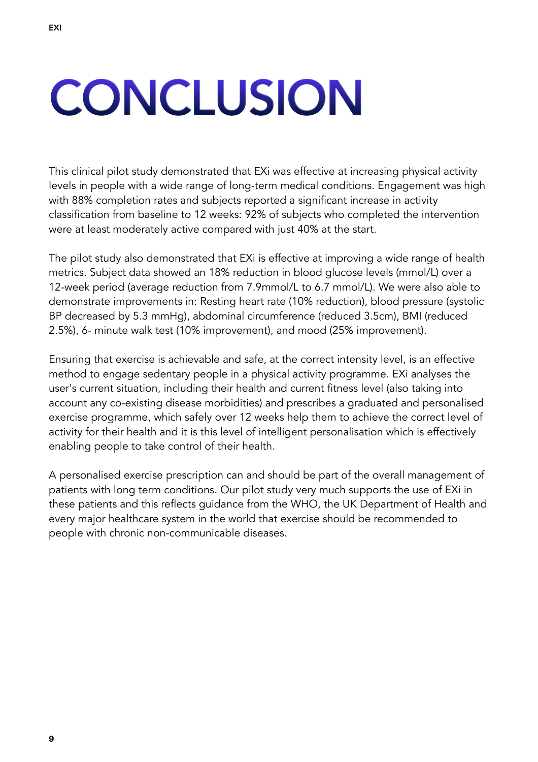# CONCLUSION

This clinical pilot study demonstrated that EXi was effective at increasing physical activity levels in people with a wide range of long-term medical conditions. Engagement was high with 88% completion rates and subjects reported a significant increase in activity classification from baseline to 12 weeks: 92% of subjects who completed the intervention were at least moderately active compared with just 40% at the start.

The pilot study also demonstrated that EXi is effective at improving a wide range of health metrics. Subject data showed an 18% reduction in blood glucose levels (mmol/L) over a 12-week period (average reduction from 7.9mmol/L to 6.7 mmol/L). We were also able to demonstrate improvements in: Resting heart rate (10% reduction), blood pressure (systolic BP decreased by 5.3 mmHg), abdominal circumference (reduced 3.5cm), BMI (reduced 2.5%), 6- minute walk test (10% improvement), and mood (25% improvement).

Ensuring that exercise is achievable and safe, at the correct intensity level, is an effective method to engage sedentary people in a physical activity programme. EXi analyses the user's current situation, including their health and current fitness level (also taking into account any co-existing disease morbidities) and prescribes a graduated and personalised exercise programme, which safely over 12 weeks help them to achieve the correct level of activity for their health and it is this level of intelligent personalisation which is effectively enabling people to take control of their health.

A personalised exercise prescription can and should be part of the overall management of patients with long term conditions. Our pilot study very much supports the use of EXi in these patients and this reflects guidance from the WHO, the UK Department of Health and every major healthcare system in the world that exercise should be recommended to people with chronic non-communicable diseases.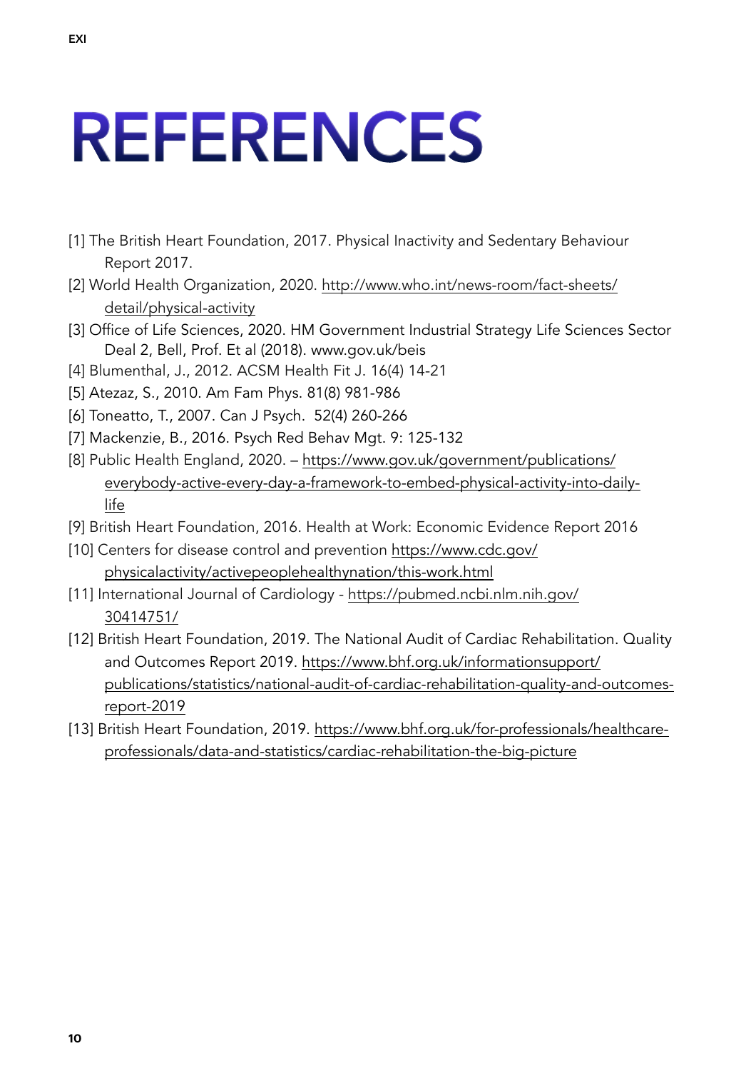# REFERENCES

[1] The British Heart Foundation, 2017. Physical Inactivity and Sedentary Behaviour Report 2017.

[2] World Health Organization, 2020. http://www.who.int/news-room/fact-sheets/detail/physical-activity

[3] Office of Life Sciences, 2020. HM Government Industrial Strategy Life Sciences Sector Deal 2, Bell, Prof. Et al (2018). www.gov.uk/beis

[4] Blumenthal, J., 2012. ACSM Health Fit J. 16(4) 14-21

[5] Atezaz, S., 2010. Am Fam Phys. 81(8) 981-986

[6] Toneatto, T., 2007. Can J Psych. 52(4) 260-266

[7] Mackenzie, B., 2016. Psych Red Behav Mgt. 9: 125-132

[8] Public Health England, 2020. – https://www.gov.uk/government/publications/everybody-active-every-day-a-framework-to-embed-physical-activity-into-daily-life

[9] British Heart Foundation, 2016. Health at Work: Economic Evidence Report 2016

[10] Centers for disease control and prevention https://www.cdc.gov/physicalactivity/activepeoplehealthynation/this-work.html

[11] International Journal of Cardiology - https://pubmed.ncbi.nlm.nih.gov/30414751/

[12] British Heart Foundation, 2019. The National Audit of Cardiac Rehabilitation. Quality and Outcomes Report 2019. https://www.bhf.org.uk/informationsupport/publications/statistics/national-audit-of-cardiac-rehabilitation-quality-and-outcomes-report-2019

[13] British Heart Foundation, 2019. https://www.bhf.org.uk/for-professionals/healthcare-professionals/data-and-statistics/cardiac-rehabilitation-the-big-picture